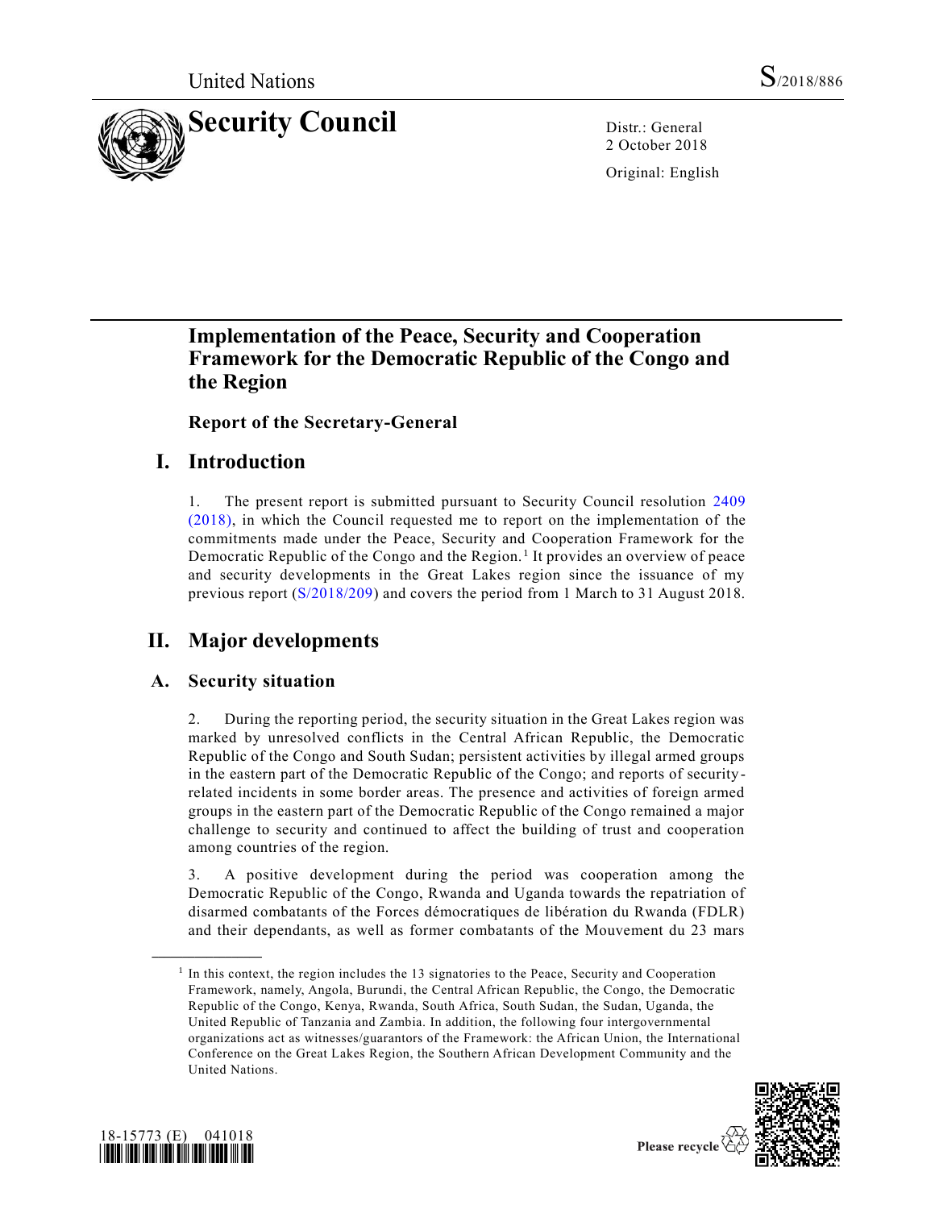United Nations S/2018/886

# Security Council

Distr.: General
2 October 2018

Original: English

## Implementation of the Peace, Security and Cooperation Framework for the Democratic Republic of the Congo and the Region

### Report of the Secretary-General

## I. Introduction

1. The present report is submitted pursuant to Security Council resolution 2409 (2018), in which the Council requested me to report on the implementation of the commitments made under the Peace, Security and Cooperation Framework for the Democratic Republic of the Congo and the Region.[1] It provides an overview of peace and security developments in the Great Lakes region since the issuance of my previous report (S/2018/209) and covers the period from 1 March to 31 August 2018.

## II. Major developments

### A. Security situation

2. During the reporting period, the security situation in the Great Lakes region was marked by unresolved conflicts in the Central African Republic, the Democratic Republic of the Congo and South Sudan; persistent activities by illegal armed groups in the eastern part of the Democratic Republic of the Congo; and reports of security-related incidents in some border areas. The presence and activities of foreign armed groups in the eastern part of the Democratic Republic of the Congo remained a major challenge to security and continued to affect the building of trust and cooperation among countries of the region.

3. A positive development during the period was cooperation among the Democratic Republic of the Congo, Rwanda and Uganda towards the repatriation of disarmed combatants of the Forces démocratiques de libération du Rwanda (FDLR) and their dependants, as well as former combatants of the Mouvement du 23 mars

---

[1] In this context, the region includes the 13 signatories to the Peace, Security and Cooperation Framework, namely, Angola, Burundi, the Central African Republic, the Congo, the Democratic Republic of the Congo, Kenya, Rwanda, South Africa, South Sudan, the Sudan, Uganda, the United Republic of Tanzania and Zambia. In addition, the following four intergovernmental organizations act as witnesses/guarantors of the Framework: the African Union, the International Conference on the Great Lakes Region, the Southern African Development Community and the United Nations.

18-15773 (E) 041018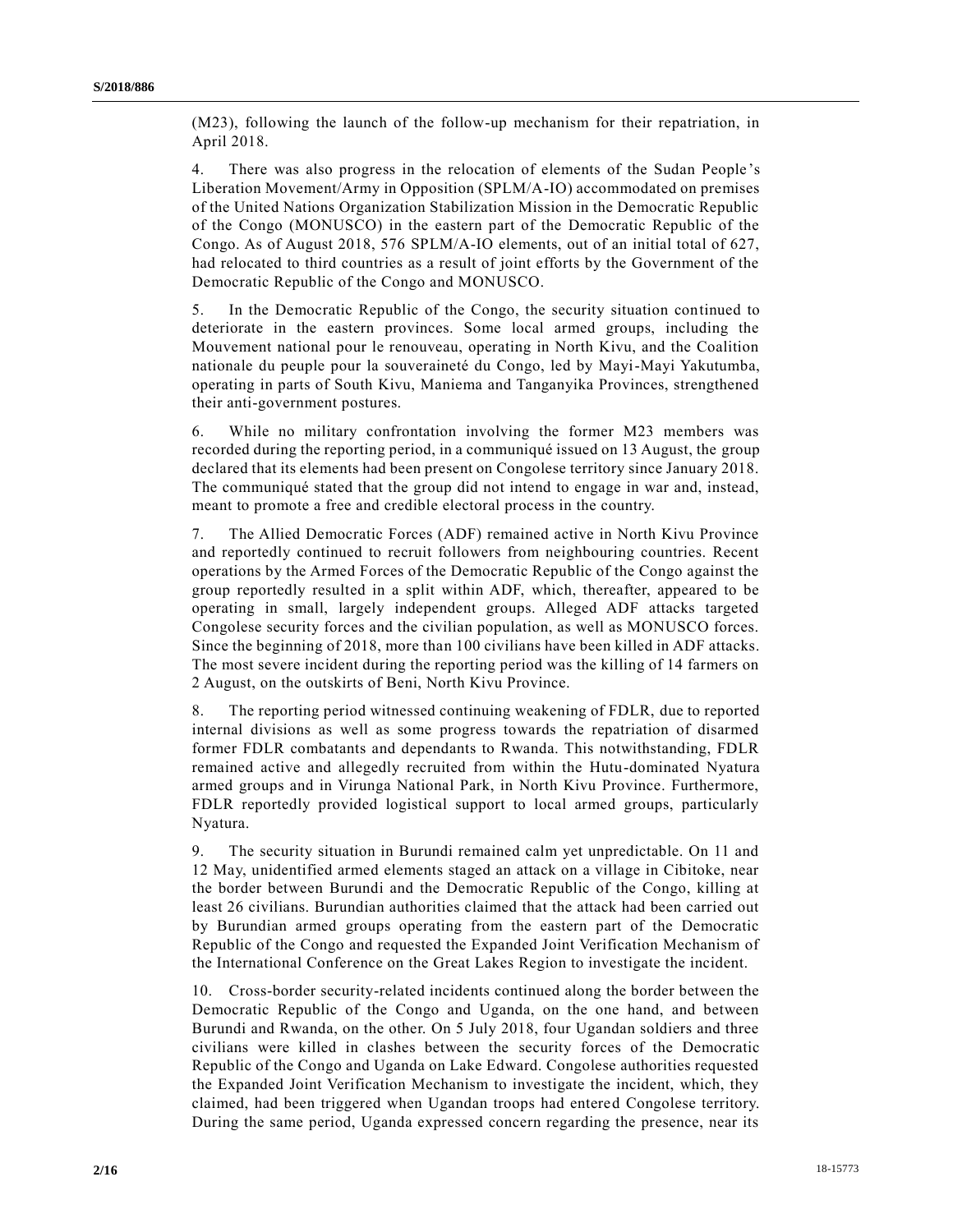(M23), following the launch of the follow-up mechanism for their repatriation, in April 2018.

4. There was also progress in the relocation of elements of the Sudan People's Liberation Movement/Army in Opposition (SPLM/A-IO) accommodated on premises of the United Nations Organization Stabilization Mission in the Democratic Republic of the Congo (MONUSCO) in the eastern part of the Democratic Republic of the Congo. As of August 2018, 576 SPLM/A-IO elements, out of an initial total of 627, had relocated to third countries as a result of joint efforts by the Government of the Democratic Republic of the Congo and MONUSCO.

5. In the Democratic Republic of the Congo, the security situation continued to deteriorate in the eastern provinces. Some local armed groups, including the Mouvement national pour le renouveau, operating in North Kivu, and the Coalition nationale du peuple pour la souveraineté du Congo, led by Mayi-Mayi Yakutumba, operating in parts of South Kivu, Maniema and Tanganyika Provinces, strengthened their anti-government postures.

6. While no military confrontation involving the former M23 members was recorded during the reporting period, in a communiqué issued on 13 August, the group declared that its elements had been present on Congolese territory since January 2018. The communiqué stated that the group did not intend to engage in war and, instead, meant to promote a free and credible electoral process in the country.

7. The Allied Democratic Forces (ADF) remained active in North Kivu Province and reportedly continued to recruit followers from neighbouring countries. Recent operations by the Armed Forces of the Democratic Republic of the Congo against the group reportedly resulted in a split within ADF, which, thereafter, appeared to be operating in small, largely independent groups. Alleged ADF attacks targeted Congolese security forces and the civilian population, as well as MONUSCO forces. Since the beginning of 2018, more than 100 civilians have been killed in ADF attacks. The most severe incident during the reporting period was the killing of 14 farmers on 2 August, on the outskirts of Beni, North Kivu Province.

8. The reporting period witnessed continuing weakening of FDLR, due to reported internal divisions as well as some progress towards the repatriation of disarmed former FDLR combatants and dependants to Rwanda. This notwithstanding, FDLR remained active and allegedly recruited from within the Hutu-dominated Nyatura armed groups and in Virunga National Park, in North Kivu Province. Furthermore, FDLR reportedly provided logistical support to local armed groups, particularly Nyatura.

9. The security situation in Burundi remained calm yet unpredictable. On 11 and 12 May, unidentified armed elements staged an attack on a village in Cibitoke, near the border between Burundi and the Democratic Republic of the Congo, killing at least 26 civilians. Burundian authorities claimed that the attack had been carried out by Burundian armed groups operating from the eastern part of the Democratic Republic of the Congo and requested the Expanded Joint Verification Mechanism of the International Conference on the Great Lakes Region to investigate the incident.

10. Cross-border security-related incidents continued along the border between the Democratic Republic of the Congo and Uganda, on the one hand, and between Burundi and Rwanda, on the other. On 5 July 2018, four Ugandan soldiers and three civilians were killed in clashes between the security forces of the Democratic Republic of the Congo and Uganda on Lake Edward. Congolese authorities requested the Expanded Joint Verification Mechanism to investigate the incident, which, they claimed, had been triggered when Ugandan troops had entered Congolese territory. During the same period, Uganda expressed concern regarding the presence, near its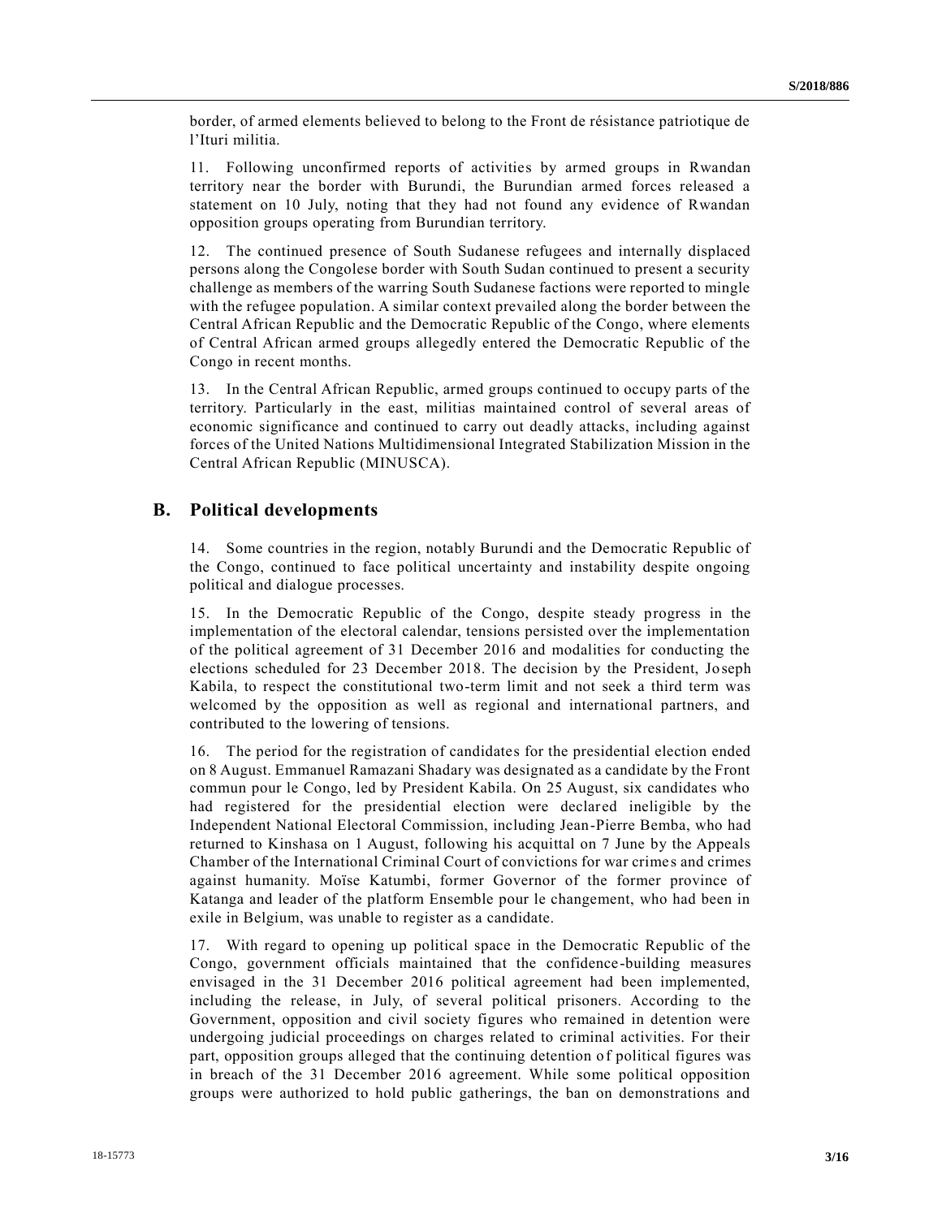border, of armed elements believed to belong to the Front de résistance patriotique de l'Ituri militia.

11. Following unconfirmed reports of activities by armed groups in Rwandan territory near the border with Burundi, the Burundian armed forces released a statement on 10 July, noting that they had not found any evidence of Rwandan opposition groups operating from Burundian territory.

12. The continued presence of South Sudanese refugees and internally displaced persons along the Congolese border with South Sudan continued to present a security challenge as members of the warring South Sudanese factions were reported to mingle with the refugee population. A similar context prevailed along the border between the Central African Republic and the Democratic Republic of the Congo, where elements of Central African armed groups allegedly entered the Democratic Republic of the Congo in recent months.

13. In the Central African Republic, armed groups continued to occupy parts of the territory. Particularly in the east, militias maintained control of several areas of economic significance and continued to carry out deadly attacks, including against forces of the United Nations Multidimensional Integrated Stabilization Mission in the Central African Republic (MINUSCA).

## B. Political developments

14. Some countries in the region, notably Burundi and the Democratic Republic of the Congo, continued to face political uncertainty and instability despite ongoing political and dialogue processes.

15. In the Democratic Republic of the Congo, despite steady progress in the implementation of the electoral calendar, tensions persisted over the implementation of the political agreement of 31 December 2016 and modalities for conducting the elections scheduled for 23 December 2018. The decision by the President, Joseph Kabila, to respect the constitutional two-term limit and not seek a third term was welcomed by the opposition as well as regional and international partners, and contributed to the lowering of tensions.

16. The period for the registration of candidates for the presidential election ended on 8 August. Emmanuel Ramazani Shadary was designated as a candidate by the Front commun pour le Congo, led by President Kabila. On 25 August, six candidates who had registered for the presidential election were declared ineligible by the Independent National Electoral Commission, including Jean-Pierre Bemba, who had returned to Kinshasa on 1 August, following his acquittal on 7 June by the Appeals Chamber of the International Criminal Court of convictions for war crimes and crimes against humanity. Moïse Katumbi, former Governor of the former province of Katanga and leader of the platform Ensemble pour le changement, who had been in exile in Belgium, was unable to register as a candidate.

17. With regard to opening up political space in the Democratic Republic of the Congo, government officials maintained that the confidence-building measures envisaged in the 31 December 2016 political agreement had been implemented, including the release, in July, of several political prisoners. According to the Government, opposition and civil society figures who remained in detention were undergoing judicial proceedings on charges related to criminal activities. For their part, opposition groups alleged that the continuing detention of political figures was in breach of the 31 December 2016 agreement. While some political opposition groups were authorized to hold public gatherings, the ban on demonstrations and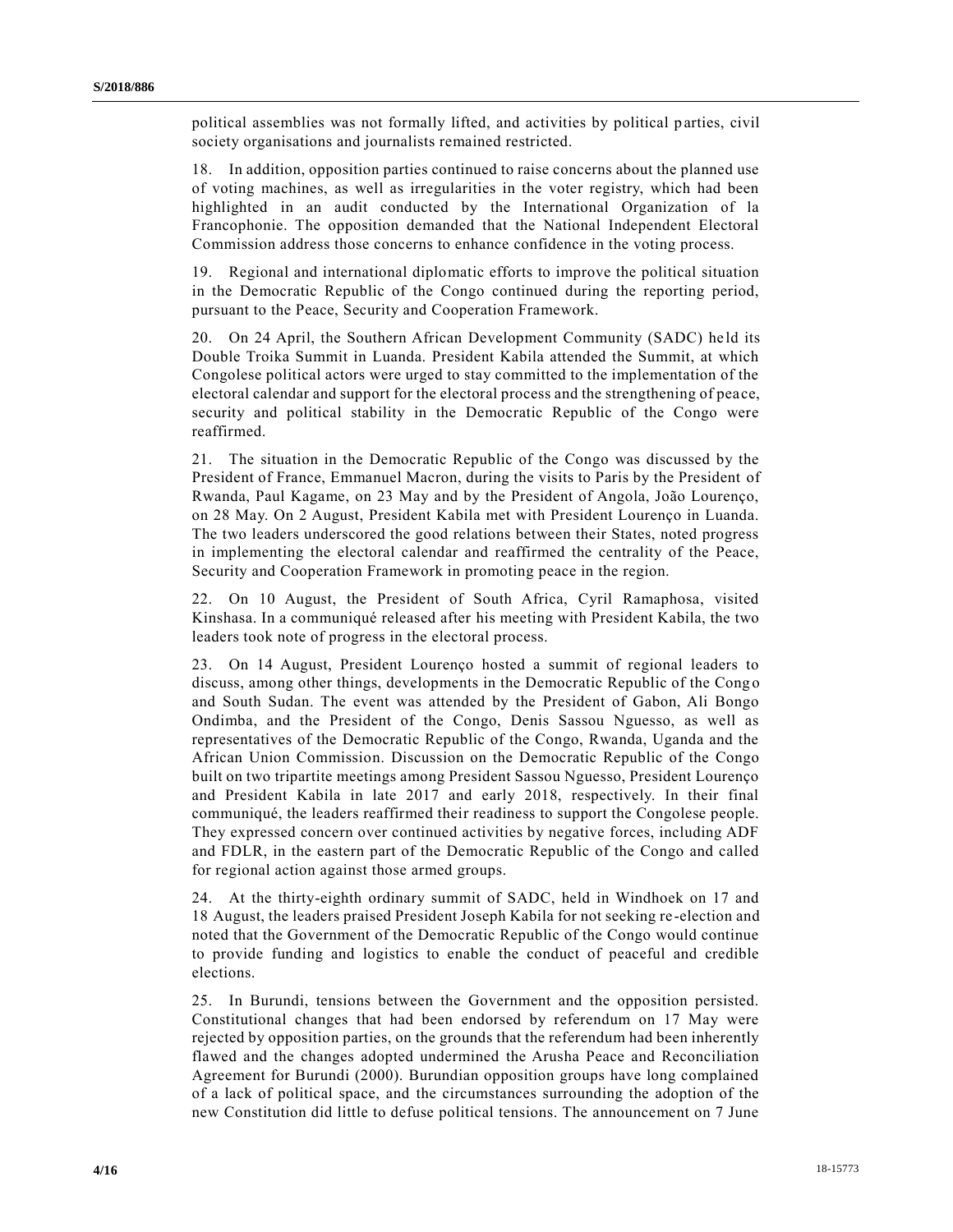political assemblies was not formally lifted, and activities by political parties, civil society organisations and journalists remained restricted.

18. In addition, opposition parties continued to raise concerns about the planned use of voting machines, as well as irregularities in the voter registry, which had been highlighted in an audit conducted by the International Organization of la Francophonie. The opposition demanded that the National Independent Electoral Commission address those concerns to enhance confidence in the voting process.

19. Regional and international diplomatic efforts to improve the political situation in the Democratic Republic of the Congo continued during the reporting period, pursuant to the Peace, Security and Cooperation Framework.

20. On 24 April, the Southern African Development Community (SADC) held its Double Troika Summit in Luanda. President Kabila attended the Summit, at which Congolese political actors were urged to stay committed to the implementation of the electoral calendar and support for the electoral process and the strengthening of peace, security and political stability in the Democratic Republic of the Congo were reaffirmed.

21. The situation in the Democratic Republic of the Congo was discussed by the President of France, Emmanuel Macron, during the visits to Paris by the President of Rwanda, Paul Kagame, on 23 May and by the President of Angola, João Lourenço, on 28 May. On 2 August, President Kabila met with President Lourenço in Luanda. The two leaders underscored the good relations between their States, noted progress in implementing the electoral calendar and reaffirmed the centrality of the Peace, Security and Cooperation Framework in promoting peace in the region.

22. On 10 August, the President of South Africa, Cyril Ramaphosa, visited Kinshasa. In a communiqué released after his meeting with President Kabila, the two leaders took note of progress in the electoral process.

23. On 14 August, President Lourenço hosted a summit of regional leaders to discuss, among other things, developments in the Democratic Republic of the Congo and South Sudan. The event was attended by the President of Gabon, Ali Bongo Ondimba, and the President of the Congo, Denis Sassou Nguesso, as well as representatives of the Democratic Republic of the Congo, Rwanda, Uganda and the African Union Commission. Discussion on the Democratic Republic of the Congo built on two tripartite meetings among President Sassou Nguesso, President Lourenço and President Kabila in late 2017 and early 2018, respectively. In their final communiqué, the leaders reaffirmed their readiness to support the Congolese people. They expressed concern over continued activities by negative forces, including ADF and FDLR, in the eastern part of the Democratic Republic of the Congo and called for regional action against those armed groups.

24. At the thirty-eighth ordinary summit of SADC, held in Windhoek on 17 and 18 August, the leaders praised President Joseph Kabila for not seeking re-election and noted that the Government of the Democratic Republic of the Congo would continue to provide funding and logistics to enable the conduct of peaceful and credible elections.

25. In Burundi, tensions between the Government and the opposition persisted. Constitutional changes that had been endorsed by referendum on 17 May were rejected by opposition parties, on the grounds that the referendum had been inherently flawed and the changes adopted undermined the Arusha Peace and Reconciliation Agreement for Burundi (2000). Burundian opposition groups have long complained of a lack of political space, and the circumstances surrounding the adoption of the new Constitution did little to defuse political tensions. The announcement on 7 June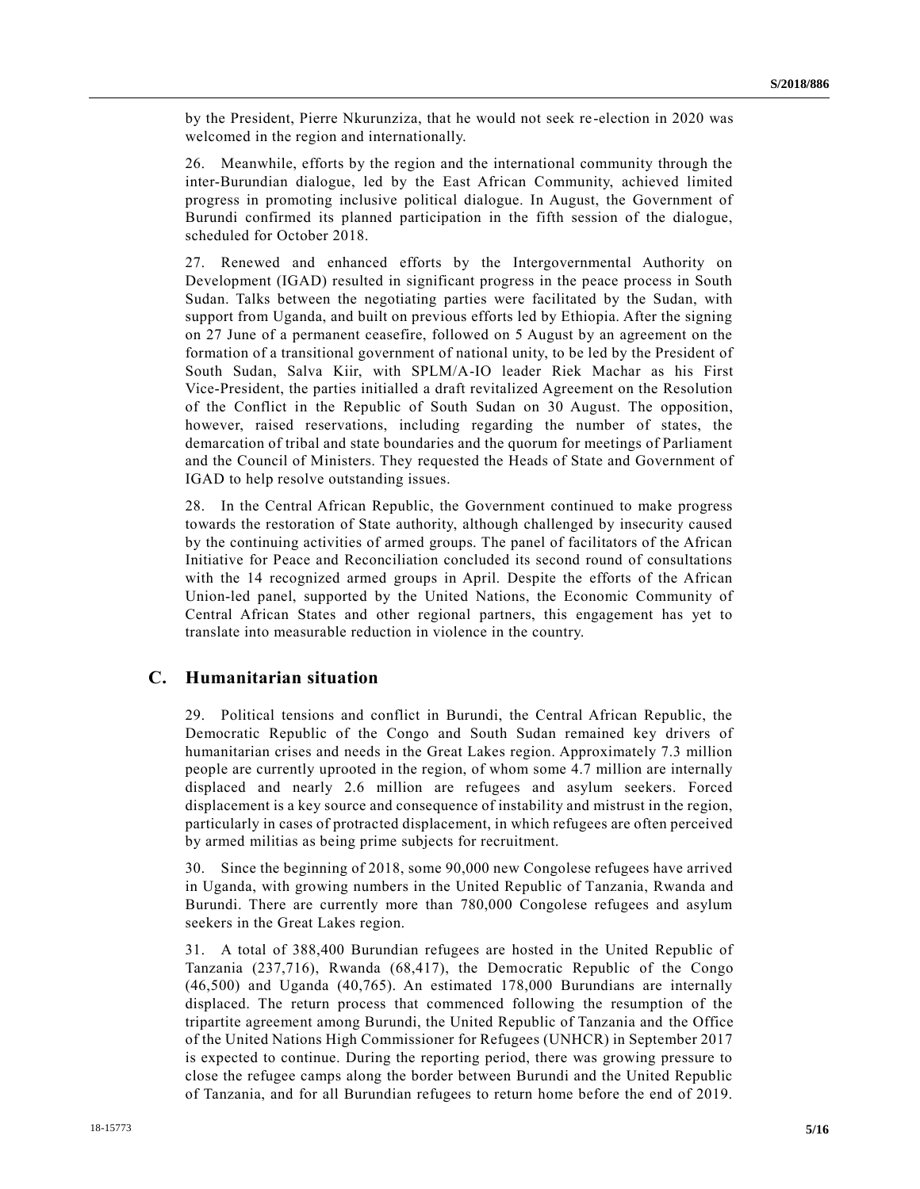by the President, Pierre Nkurunziza, that he would not seek re-election in 2020 was welcomed in the region and internationally.

26. Meanwhile, efforts by the region and the international community through the inter-Burundian dialogue, led by the East African Community, achieved limited progress in promoting inclusive political dialogue. In August, the Government of Burundi confirmed its planned participation in the fifth session of the dialogue, scheduled for October 2018.

27. Renewed and enhanced efforts by the Intergovernmental Authority on Development (IGAD) resulted in significant progress in the peace process in South Sudan. Talks between the negotiating parties were facilitated by the Sudan, with support from Uganda, and built on previous efforts led by Ethiopia. After the signing on 27 June of a permanent ceasefire, followed on 5 August by an agreement on the formation of a transitional government of national unity, to be led by the President of South Sudan, Salva Kiir, with SPLM/A-IO leader Riek Machar as his First Vice-President, the parties initialled a draft revitalized Agreement on the Resolution of the Conflict in the Republic of South Sudan on 30 August. The opposition, however, raised reservations, including regarding the number of states, the demarcation of tribal and state boundaries and the quorum for meetings of Parliament and the Council of Ministers. They requested the Heads of State and Government of IGAD to help resolve outstanding issues.

28. In the Central African Republic, the Government continued to make progress towards the restoration of State authority, although challenged by insecurity caused by the continuing activities of armed groups. The panel of facilitators of the African Initiative for Peace and Reconciliation concluded its second round of consultations with the 14 recognized armed groups in April. Despite the efforts of the African Union-led panel, supported by the United Nations, the Economic Community of Central African States and other regional partners, this engagement has yet to translate into measurable reduction in violence in the country.

## C. Humanitarian situation

29. Political tensions and conflict in Burundi, the Central African Republic, the Democratic Republic of the Congo and South Sudan remained key drivers of humanitarian crises and needs in the Great Lakes region. Approximately 7.3 million people are currently uprooted in the region, of whom some 4.7 million are internally displaced and nearly 2.6 million are refugees and asylum seekers. Forced displacement is a key source and consequence of instability and mistrust in the region, particularly in cases of protracted displacement, in which refugees are often perceived by armed militias as being prime subjects for recruitment.

30. Since the beginning of 2018, some 90,000 new Congolese refugees have arrived in Uganda, with growing numbers in the United Republic of Tanzania, Rwanda and Burundi. There are currently more than 780,000 Congolese refugees and asylum seekers in the Great Lakes region.

31. A total of 388,400 Burundian refugees are hosted in the United Republic of Tanzania (237,716), Rwanda (68,417), the Democratic Republic of the Congo (46,500) and Uganda (40,765). An estimated 178,000 Burundians are internally displaced. The return process that commenced following the resumption of the tripartite agreement among Burundi, the United Republic of Tanzania and the Office of the United Nations High Commissioner for Refugees (UNHCR) in September 2017 is expected to continue. During the reporting period, there was growing pressure to close the refugee camps along the border between Burundi and the United Republic of Tanzania, and for all Burundian refugees to return home before the end of 2019.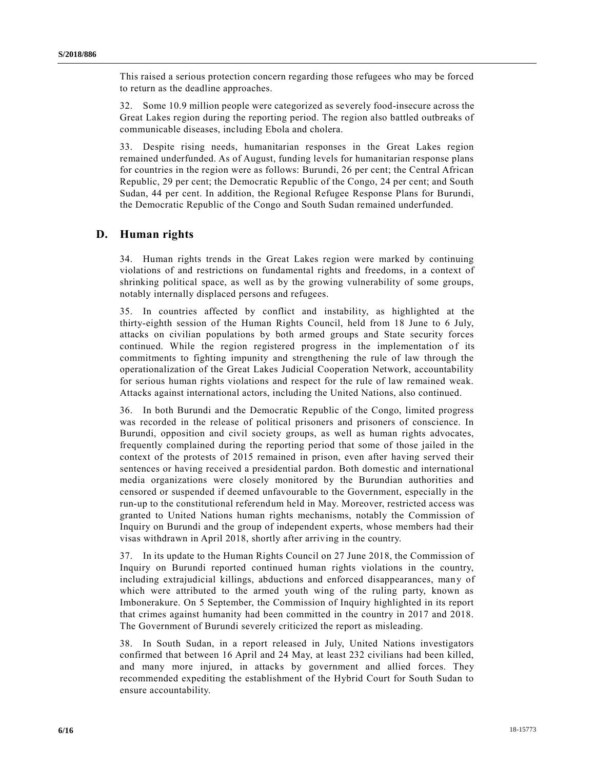This raised a serious protection concern regarding those refugees who may be forced to return as the deadline approaches.

32. Some 10.9 million people were categorized as severely food-insecure across the Great Lakes region during the reporting period. The region also battled outbreaks of communicable diseases, including Ebola and cholera.

33. Despite rising needs, humanitarian responses in the Great Lakes region remained underfunded. As of August, funding levels for humanitarian response plans for countries in the region were as follows: Burundi, 26 per cent; the Central African Republic, 29 per cent; the Democratic Republic of the Congo, 24 per cent; and South Sudan, 44 per cent. In addition, the Regional Refugee Response Plans for Burundi, the Democratic Republic of the Congo and South Sudan remained underfunded.

## D. Human rights

34. Human rights trends in the Great Lakes region were marked by continuing violations of and restrictions on fundamental rights and freedoms, in a context of shrinking political space, as well as by the growing vulnerability of some groups, notably internally displaced persons and refugees.

35. In countries affected by conflict and instability, as highlighted at the thirty-eighth session of the Human Rights Council, held from 18 June to 6 July, attacks on civilian populations by both armed groups and State security forces continued. While the region registered progress in the implementation of its commitments to fighting impunity and strengthening the rule of law through the operationalization of the Great Lakes Judicial Cooperation Network, accountability for serious human rights violations and respect for the rule of law remained weak. Attacks against international actors, including the United Nations, also continued.

36. In both Burundi and the Democratic Republic of the Congo, limited progress was recorded in the release of political prisoners and prisoners of conscience. In Burundi, opposition and civil society groups, as well as human rights advocates, frequently complained during the reporting period that some of those jailed in the context of the protests of 2015 remained in prison, even after having served their sentences or having received a presidential pardon. Both domestic and international media organizations were closely monitored by the Burundian authorities and censored or suspended if deemed unfavourable to the Government, especially in the run-up to the constitutional referendum held in May. Moreover, restricted access was granted to United Nations human rights mechanisms, notably the Commission of Inquiry on Burundi and the group of independent experts, whose members had their visas withdrawn in April 2018, shortly after arriving in the country.

37. In its update to the Human Rights Council on 27 June 2018, the Commission of Inquiry on Burundi reported continued human rights violations in the country, including extrajudicial killings, abductions and enforced disappearances, many of which were attributed to the armed youth wing of the ruling party, known as Imbonerakure. On 5 September, the Commission of Inquiry highlighted in its report that crimes against humanity had been committed in the country in 2017 and 2018. The Government of Burundi severely criticized the report as misleading.

38. In South Sudan, in a report released in July, United Nations investigators confirmed that between 16 April and 24 May, at least 232 civilians had been killed, and many more injured, in attacks by government and allied forces. They recommended expediting the establishment of the Hybrid Court for South Sudan to ensure accountability.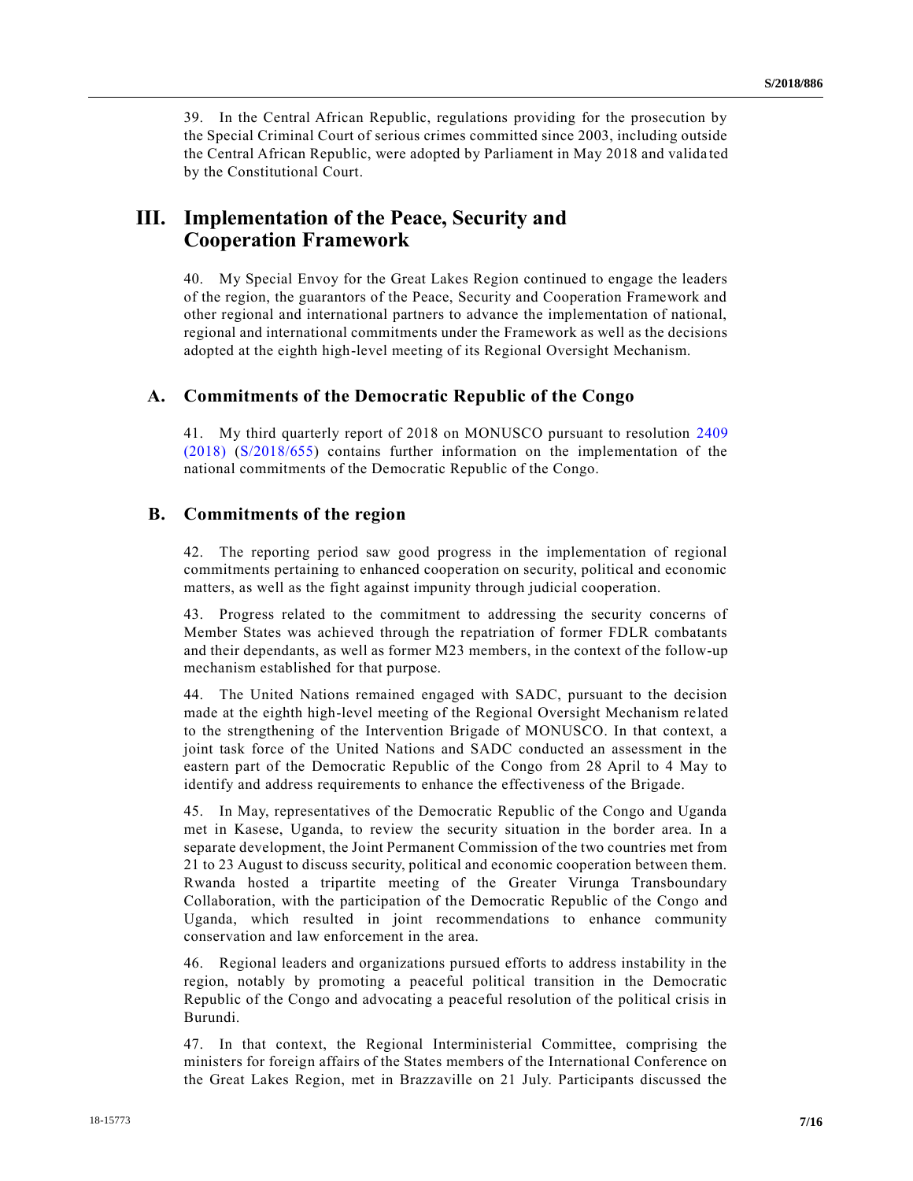39. In the Central African Republic, regulations providing for the prosecution by the Special Criminal Court of serious crimes committed since 2003, including outside the Central African Republic, were adopted by Parliament in May 2018 and validated by the Constitutional Court.

# III. Implementation of the Peace, Security and Cooperation Framework

40. My Special Envoy for the Great Lakes Region continued to engage the leaders of the region, the guarantors of the Peace, Security and Cooperation Framework and other regional and international partners to advance the implementation of national, regional and international commitments under the Framework as well as the decisions adopted at the eighth high-level meeting of its Regional Oversight Mechanism.

## A. Commitments of the Democratic Republic of the Congo

41. My third quarterly report of 2018 on MONUSCO pursuant to resolution 2409 (2018) (S/2018/655) contains further information on the implementation of the national commitments of the Democratic Republic of the Congo.

## B. Commitments of the region

42. The reporting period saw good progress in the implementation of regional commitments pertaining to enhanced cooperation on security, political and economic matters, as well as the fight against impunity through judicial cooperation.

43. Progress related to the commitment to addressing the security concerns of Member States was achieved through the repatriation of former FDLR combatants and their dependants, as well as former M23 members, in the context of the follow-up mechanism established for that purpose.

44. The United Nations remained engaged with SADC, pursuant to the decision made at the eighth high-level meeting of the Regional Oversight Mechanism related to the strengthening of the Intervention Brigade of MONUSCO. In that context, a joint task force of the United Nations and SADC conducted an assessment in the eastern part of the Democratic Republic of the Congo from 28 April to 4 May to identify and address requirements to enhance the effectiveness of the Brigade.

45. In May, representatives of the Democratic Republic of the Congo and Uganda met in Kasese, Uganda, to review the security situation in the border area. In a separate development, the Joint Permanent Commission of the two countries met from 21 to 23 August to discuss security, political and economic cooperation between them. Rwanda hosted a tripartite meeting of the Greater Virunga Transboundary Collaboration, with the participation of the Democratic Republic of the Congo and Uganda, which resulted in joint recommendations to enhance community conservation and law enforcement in the area.

46. Regional leaders and organizations pursued efforts to address instability in the region, notably by promoting a peaceful political transition in the Democratic Republic of the Congo and advocating a peaceful resolution of the political crisis in Burundi.

47. In that context, the Regional Interministerial Committee, comprising the ministers for foreign affairs of the States members of the International Conference on the Great Lakes Region, met in Brazzaville on 21 July. Participants discussed the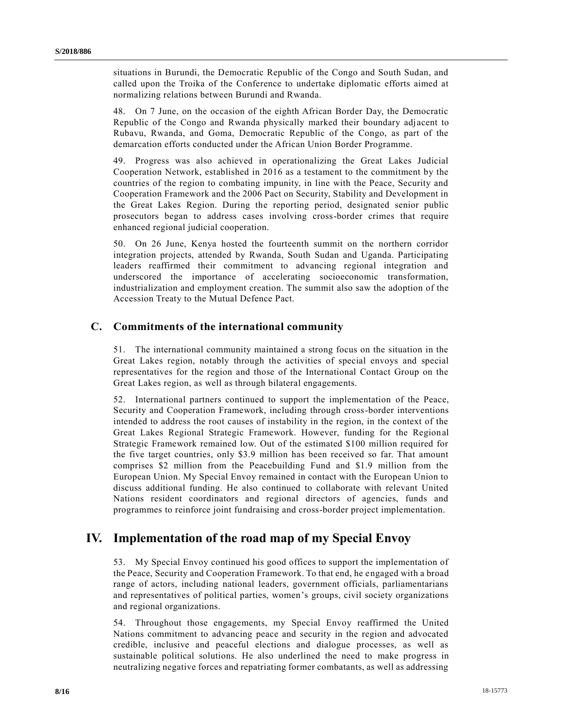situations in Burundi, the Democratic Republic of the Congo and South Sudan, and called upon the Troika of the Conference to undertake diplomatic efforts aimed at normalizing relations between Burundi and Rwanda.

48. On 7 June, on the occasion of the eighth African Border Day, the Democratic Republic of the Congo and Rwanda physically marked their boundary adjacent to Rubavu, Rwanda, and Goma, Democratic Republic of the Congo, as part of the demarcation efforts conducted under the African Union Border Programme.

49. Progress was also achieved in operationalizing the Great Lakes Judicial Cooperation Network, established in 2016 as a testament to the commitment by the countries of the region to combating impunity, in line with the Peace, Security and Cooperation Framework and the 2006 Pact on Security, Stability and Development in the Great Lakes Region. During the reporting period, designated senior public prosecutors began to address cases involving cross-border crimes that require enhanced regional judicial cooperation.

50. On 26 June, Kenya hosted the fourteenth summit on the northern corridor integration projects, attended by Rwanda, South Sudan and Uganda. Participating leaders reaffirmed their commitment to advancing regional integration and underscored the importance of accelerating socioeconomic transformation, industrialization and employment creation. The summit also saw the adoption of the Accession Treaty to the Mutual Defence Pact.

### C. Commitments of the international community

51. The international community maintained a strong focus on the situation in the Great Lakes region, notably through the activities of special envoys and special representatives for the region and those of the International Contact Group on the Great Lakes region, as well as through bilateral engagements.

52. International partners continued to support the implementation of the Peace, Security and Cooperation Framework, including through cross-border interventions intended to address the root causes of instability in the region, in the context of the Great Lakes Regional Strategic Framework. However, funding for the Regional Strategic Framework remained low. Out of the estimated $100 million required for the five target countries, only $3.9 million has been received so far. That amount comprises $2 million from the Peacebuilding Fund and $1.9 million from the European Union. My Special Envoy remained in contact with the European Union to discuss additional funding. He also continued to collaborate with relevant United Nations resident coordinators and regional directors of agencies, funds and programmes to reinforce joint fundraising and cross-border project implementation.

## IV. Implementation of the road map of my Special Envoy

53. My Special Envoy continued his good offices to support the implementation of the Peace, Security and Cooperation Framework. To that end, he engaged with a broad range of actors, including national leaders, government officials, parliamentarians and representatives of political parties, women's groups, civil society organizations and regional organizations.

54. Throughout those engagements, my Special Envoy reaffirmed the United Nations commitment to advancing peace and security in the region and advocated credible, inclusive and peaceful elections and dialogue processes, as well as sustainable political solutions. He also underlined the need to make progress in neutralizing negative forces and repatriating former combatants, as well as addressing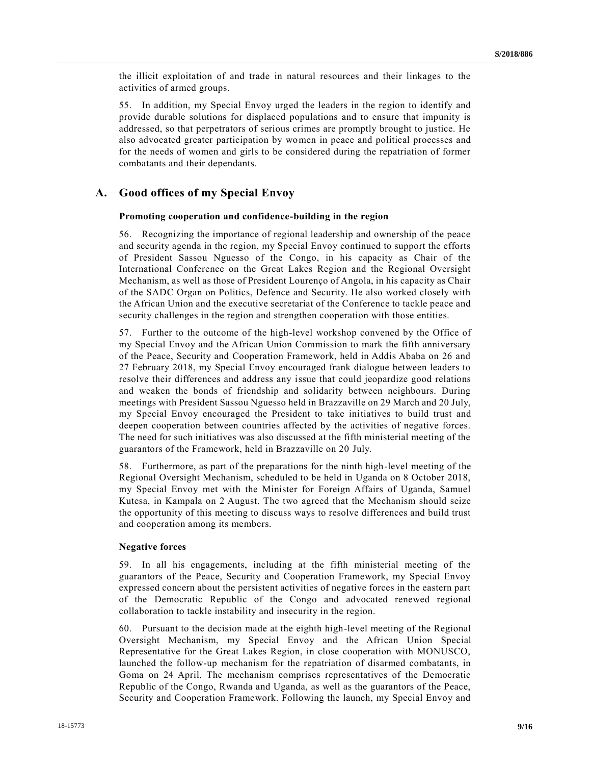the illicit exploitation of and trade in natural resources and their linkages to the activities of armed groups.

55. In addition, my Special Envoy urged the leaders in the region to identify and provide durable solutions for displaced populations and to ensure that impunity is addressed, so that perpetrators of serious crimes are promptly brought to justice. He also advocated greater participation by women in peace and political processes and for the needs of women and girls to be considered during the repatriation of former combatants and their dependants.

## A. Good offices of my Special Envoy

**Promoting cooperation and confidence-building in the region**

56. Recognizing the importance of regional leadership and ownership of the peace and security agenda in the region, my Special Envoy continued to support the efforts of President Sassou Nguesso of the Congo, in his capacity as Chair of the International Conference on the Great Lakes Region and the Regional Oversight Mechanism, as well as those of President Lourenço of Angola, in his capacity as Chair of the SADC Organ on Politics, Defence and Security. He also worked closely with the African Union and the executive secretariat of the Conference to tackle peace and security challenges in the region and strengthen cooperation with those entities.

57. Further to the outcome of the high-level workshop convened by the Office of my Special Envoy and the African Union Commission to mark the fifth anniversary of the Peace, Security and Cooperation Framework, held in Addis Ababa on 26 and 27 February 2018, my Special Envoy encouraged frank dialogue between leaders to resolve their differences and address any issue that could jeopardize good relations and weaken the bonds of friendship and solidarity between neighbours. During meetings with President Sassou Nguesso held in Brazzaville on 29 March and 20 July, my Special Envoy encouraged the President to take initiatives to build trust and deepen cooperation between countries affected by the activities of negative forces. The need for such initiatives was also discussed at the fifth ministerial meeting of the guarantors of the Framework, held in Brazzaville on 20 July.

58. Furthermore, as part of the preparations for the ninth high-level meeting of the Regional Oversight Mechanism, scheduled to be held in Uganda on 8 October 2018, my Special Envoy met with the Minister for Foreign Affairs of Uganda, Samuel Kutesa, in Kampala on 2 August. The two agreed that the Mechanism should seize the opportunity of this meeting to discuss ways to resolve differences and build trust and cooperation among its members.

**Negative forces**

59. In all his engagements, including at the fifth ministerial meeting of the guarantors of the Peace, Security and Cooperation Framework, my Special Envoy expressed concern about the persistent activities of negative forces in the eastern part of the Democratic Republic of the Congo and advocated renewed regional collaboration to tackle instability and insecurity in the region.

60. Pursuant to the decision made at the eighth high-level meeting of the Regional Oversight Mechanism, my Special Envoy and the African Union Special Representative for the Great Lakes Region, in close cooperation with MONUSCO, launched the follow-up mechanism for the repatriation of disarmed combatants, in Goma on 24 April. The mechanism comprises representatives of the Democratic Republic of the Congo, Rwanda and Uganda, as well as the guarantors of the Peace, Security and Cooperation Framework. Following the launch, my Special Envoy and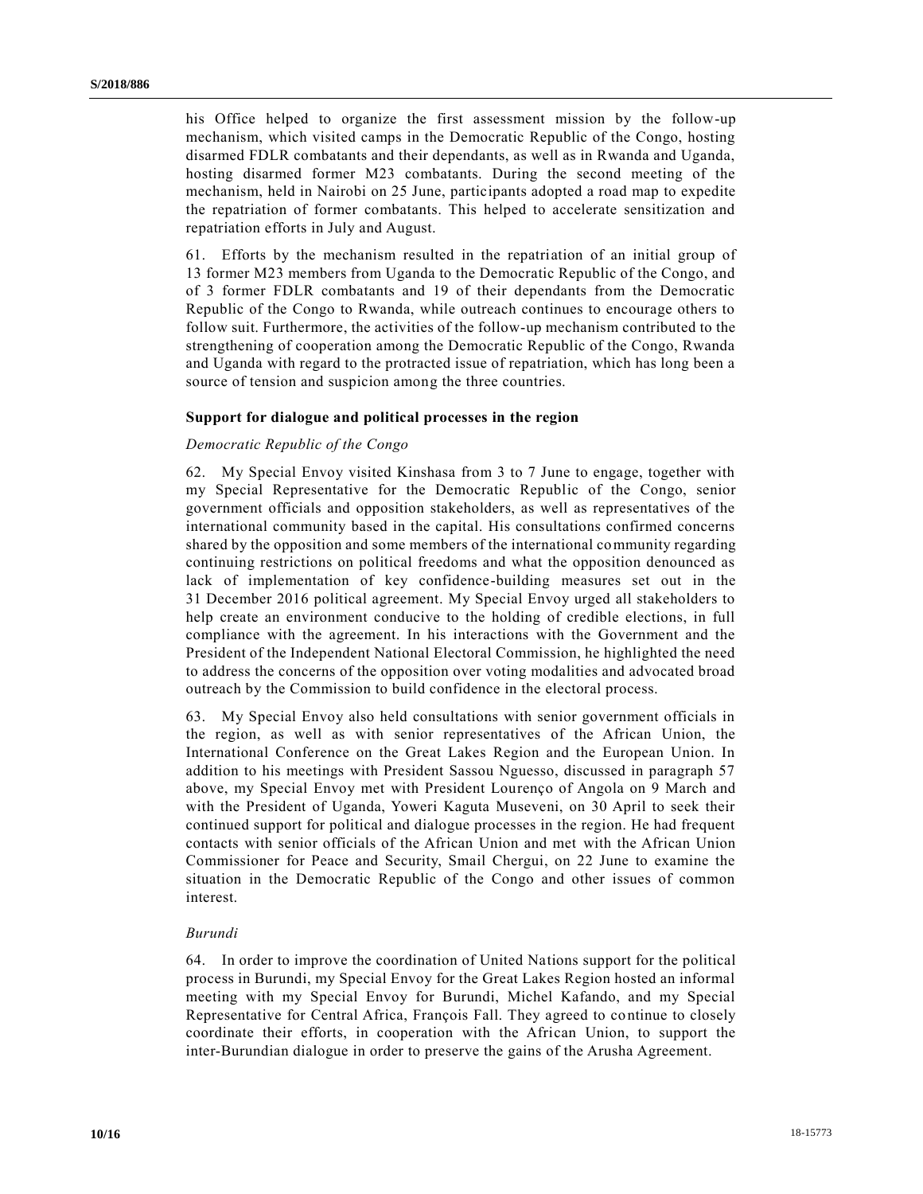his Office helped to organize the first assessment mission by the follow-up mechanism, which visited camps in the Democratic Republic of the Congo, hosting disarmed FDLR combatants and their dependants, as well as in Rwanda and Uganda, hosting disarmed former M23 combatants. During the second meeting of the mechanism, held in Nairobi on 25 June, participants adopted a road map to expedite the repatriation of former combatants. This helped to accelerate sensitization and repatriation efforts in July and August.

61. Efforts by the mechanism resulted in the repatriation of an initial group of 13 former M23 members from Uganda to the Democratic Republic of the Congo, and of 3 former FDLR combatants and 19 of their dependants from the Democratic Republic of the Congo to Rwanda, while outreach continues to encourage others to follow suit. Furthermore, the activities of the follow-up mechanism contributed to the strengthening of cooperation among the Democratic Republic of the Congo, Rwanda and Uganda with regard to the protracted issue of repatriation, which has long been a source of tension and suspicion among the three countries.

### Support for dialogue and political processes in the region

#### *Democratic Republic of the Congo*

62. My Special Envoy visited Kinshasa from 3 to 7 June to engage, together with my Special Representative for the Democratic Republic of the Congo, senior government officials and opposition stakeholders, as well as representatives of the international community based in the capital. His consultations confirmed concerns shared by the opposition and some members of the international community regarding continuing restrictions on political freedoms and what the opposition denounced as lack of implementation of key confidence-building measures set out in the 31 December 2016 political agreement. My Special Envoy urged all stakeholders to help create an environment conducive to the holding of credible elections, in full compliance with the agreement. In his interactions with the Government and the President of the Independent National Electoral Commission, he highlighted the need to address the concerns of the opposition over voting modalities and advocated broad outreach by the Commission to build confidence in the electoral process.

63. My Special Envoy also held consultations with senior government officials in the region, as well as with senior representatives of the African Union, the International Conference on the Great Lakes Region and the European Union. In addition to his meetings with President Sassou Nguesso, discussed in paragraph 57 above, my Special Envoy met with President Lourenço of Angola on 9 March and with the President of Uganda, Yoweri Kaguta Museveni, on 30 April to seek their continued support for political and dialogue processes in the region. He had frequent contacts with senior officials of the African Union and met with the African Union Commissioner for Peace and Security, Smail Chergui, on 22 June to examine the situation in the Democratic Republic of the Congo and other issues of common interest.

#### *Burundi*

64. In order to improve the coordination of United Nations support for the political process in Burundi, my Special Envoy for the Great Lakes Region hosted an informal meeting with my Special Envoy for Burundi, Michel Kafando, and my Special Representative for Central Africa, François Fall. They agreed to continue to closely coordinate their efforts, in cooperation with the African Union, to support the inter-Burundian dialogue in order to preserve the gains of the Arusha Agreement.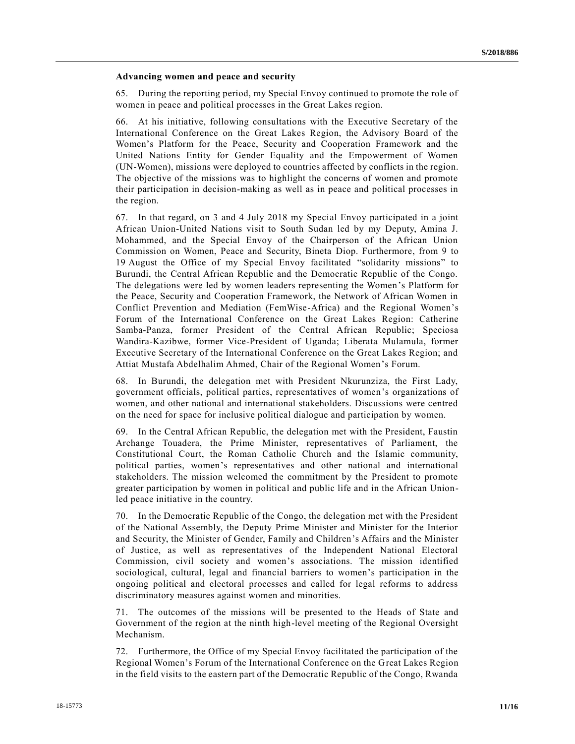**Advancing women and peace and security**

65. During the reporting period, my Special Envoy continued to promote the role of women in peace and political processes in the Great Lakes region.

66. At his initiative, following consultations with the Executive Secretary of the International Conference on the Great Lakes Region, the Advisory Board of the Women's Platform for the Peace, Security and Cooperation Framework and the United Nations Entity for Gender Equality and the Empowerment of Women (UN-Women), missions were deployed to countries affected by conflicts in the region. The objective of the missions was to highlight the concerns of women and promote their participation in decision-making as well as in peace and political processes in the region.

67. In that regard, on 3 and 4 July 2018 my Special Envoy participated in a joint African Union-United Nations visit to South Sudan led by my Deputy, Amina J. Mohammed, and the Special Envoy of the Chairperson of the African Union Commission on Women, Peace and Security, Bineta Diop. Furthermore, from 9 to 19 August the Office of my Special Envoy facilitated "solidarity missions" to Burundi, the Central African Republic and the Democratic Republic of the Congo. The delegations were led by women leaders representing the Women's Platform for the Peace, Security and Cooperation Framework, the Network of African Women in Conflict Prevention and Mediation (FemWise-Africa) and the Regional Women's Forum of the International Conference on the Great Lakes Region: Catherine Samba-Panza, former President of the Central African Republic; Speciosa Wandira-Kazibwe, former Vice-President of Uganda; Liberata Mulamula, former Executive Secretary of the International Conference on the Great Lakes Region; and Attiat Mustafa Abdelhalim Ahmed, Chair of the Regional Women's Forum.

68. In Burundi, the delegation met with President Nkurunziza, the First Lady, government officials, political parties, representatives of women's organizations of women, and other national and international stakeholders. Discussions were centred on the need for space for inclusive political dialogue and participation by women.

69. In the Central African Republic, the delegation met with the President, Faustin Archange Touadera, the Prime Minister, representatives of Parliament, the Constitutional Court, the Roman Catholic Church and the Islamic community, political parties, women's representatives and other national and international stakeholders. The mission welcomed the commitment by the President to promote greater participation by women in political and public life and in the African Union-led peace initiative in the country.

70. In the Democratic Republic of the Congo, the delegation met with the President of the National Assembly, the Deputy Prime Minister and Minister for the Interior and Security, the Minister of Gender, Family and Children's Affairs and the Minister of Justice, as well as representatives of the Independent National Electoral Commission, civil society and women's associations. The mission identified sociological, cultural, legal and financial barriers to women's participation in the ongoing political and electoral processes and called for legal reforms to address discriminatory measures against women and minorities.

71. The outcomes of the missions will be presented to the Heads of State and Government of the region at the ninth high-level meeting of the Regional Oversight Mechanism.

72. Furthermore, the Office of my Special Envoy facilitated the participation of the Regional Women's Forum of the International Conference on the Great Lakes Region in the field visits to the eastern part of the Democratic Republic of the Congo, Rwanda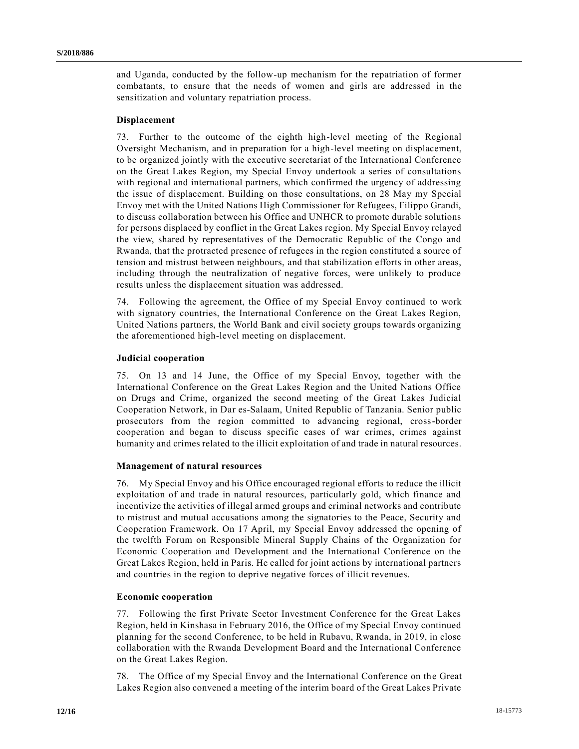and Uganda, conducted by the follow-up mechanism for the repatriation of former combatants, to ensure that the needs of women and girls are addressed in the sensitization and voluntary repatriation process.

### Displacement

73. Further to the outcome of the eighth high-level meeting of the Regional Oversight Mechanism, and in preparation for a high-level meeting on displacement, to be organized jointly with the executive secretariat of the International Conference on the Great Lakes Region, my Special Envoy undertook a series of consultations with regional and international partners, which confirmed the urgency of addressing the issue of displacement. Building on those consultations, on 28 May my Special Envoy met with the United Nations High Commissioner for Refugees, Filippo Grandi, to discuss collaboration between his Office and UNHCR to promote durable solutions for persons displaced by conflict in the Great Lakes region. My Special Envoy relayed the view, shared by representatives of the Democratic Republic of the Congo and Rwanda, that the protracted presence of refugees in the region constituted a source of tension and mistrust between neighbours, and that stabilization efforts in other areas, including through the neutralization of negative forces, were unlikely to produce results unless the displacement situation was addressed.

74. Following the agreement, the Office of my Special Envoy continued to work with signatory countries, the International Conference on the Great Lakes Region, United Nations partners, the World Bank and civil society groups towards organizing the aforementioned high-level meeting on displacement.

### Judicial cooperation

75. On 13 and 14 June, the Office of my Special Envoy, together with the International Conference on the Great Lakes Region and the United Nations Office on Drugs and Crime, organized the second meeting of the Great Lakes Judicial Cooperation Network, in Dar es-Salaam, United Republic of Tanzania. Senior public prosecutors from the region committed to advancing regional, cross-border cooperation and began to discuss specific cases of war crimes, crimes against humanity and crimes related to the illicit exploitation of and trade in natural resources.

### Management of natural resources

76. My Special Envoy and his Office encouraged regional efforts to reduce the illicit exploitation of and trade in natural resources, particularly gold, which finance and incentivize the activities of illegal armed groups and criminal networks and contribute to mistrust and mutual accusations among the signatories to the Peace, Security and Cooperation Framework. On 17 April, my Special Envoy addressed the opening of the twelfth Forum on Responsible Mineral Supply Chains of the Organization for Economic Cooperation and Development and the International Conference on the Great Lakes Region, held in Paris. He called for joint actions by international partners and countries in the region to deprive negative forces of illicit revenues.

### Economic cooperation

77. Following the first Private Sector Investment Conference for the Great Lakes Region, held in Kinshasa in February 2016, the Office of my Special Envoy continued planning for the second Conference, to be held in Rubavu, Rwanda, in 2019, in close collaboration with the Rwanda Development Board and the International Conference on the Great Lakes Region.

78. The Office of my Special Envoy and the International Conference on the Great Lakes Region also convened a meeting of the interim board of the Great Lakes Private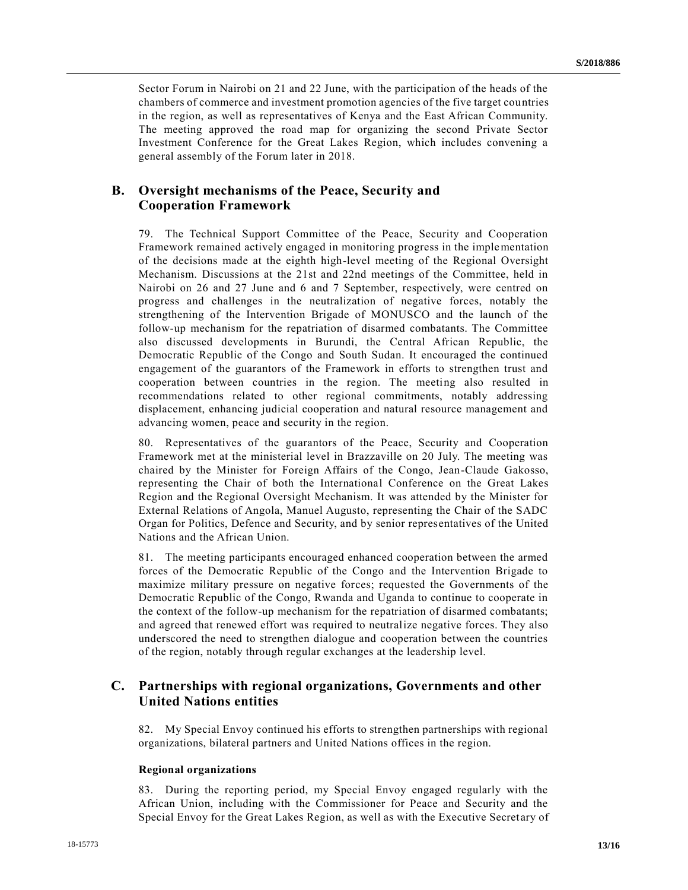Sector Forum in Nairobi on 21 and 22 June, with the participation of the heads of the chambers of commerce and investment promotion agencies of the five target countries in the region, as well as representatives of Kenya and the East African Community. The meeting approved the road map for organizing the second Private Sector Investment Conference for the Great Lakes Region, which includes convening a general assembly of the Forum later in 2018.

## B. Oversight mechanisms of the Peace, Security and Cooperation Framework

79. The Technical Support Committee of the Peace, Security and Cooperation Framework remained actively engaged in monitoring progress in the implementation of the decisions made at the eighth high-level meeting of the Regional Oversight Mechanism. Discussions at the 21st and 22nd meetings of the Committee, held in Nairobi on 26 and 27 June and 6 and 7 September, respectively, were centred on progress and challenges in the neutralization of negative forces, notably the strengthening of the Intervention Brigade of MONUSCO and the launch of the follow-up mechanism for the repatriation of disarmed combatants. The Committee also discussed developments in Burundi, the Central African Republic, the Democratic Republic of the Congo and South Sudan. It encouraged the continued engagement of the guarantors of the Framework in efforts to strengthen trust and cooperation between countries in the region. The meeting also resulted in recommendations related to other regional commitments, notably addressing displacement, enhancing judicial cooperation and natural resource management and advancing women, peace and security in the region.

80. Representatives of the guarantors of the Peace, Security and Cooperation Framework met at the ministerial level in Brazzaville on 20 July. The meeting was chaired by the Minister for Foreign Affairs of the Congo, Jean-Claude Gakosso, representing the Chair of both the International Conference on the Great Lakes Region and the Regional Oversight Mechanism. It was attended by the Minister for External Relations of Angola, Manuel Augusto, representing the Chair of the SADC Organ for Politics, Defence and Security, and by senior representatives of the United Nations and the African Union.

81. The meeting participants encouraged enhanced cooperation between the armed forces of the Democratic Republic of the Congo and the Intervention Brigade to maximize military pressure on negative forces; requested the Governments of the Democratic Republic of the Congo, Rwanda and Uganda to continue to cooperate in the context of the follow-up mechanism for the repatriation of disarmed combatants; and agreed that renewed effort was required to neutralize negative forces. They also underscored the need to strengthen dialogue and cooperation between the countries of the region, notably through regular exchanges at the leadership level.

## C. Partnerships with regional organizations, Governments and other United Nations entities

82. My Special Envoy continued his efforts to strengthen partnerships with regional organizations, bilateral partners and United Nations offices in the region.

### Regional organizations

83. During the reporting period, my Special Envoy engaged regularly with the African Union, including with the Commissioner for Peace and Security and the Special Envoy for the Great Lakes Region, as well as with the Executive Secretary of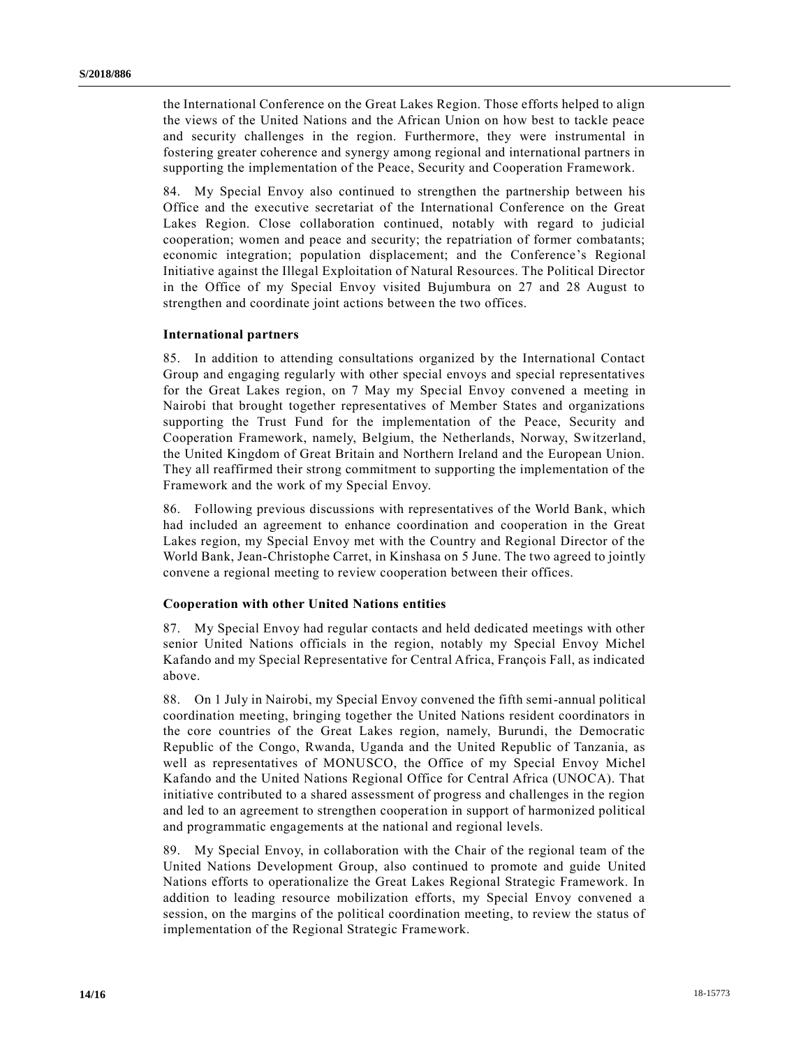the International Conference on the Great Lakes Region. Those efforts helped to align the views of the United Nations and the African Union on how best to tackle peace and security challenges in the region. Furthermore, they were instrumental in fostering greater coherence and synergy among regional and international partners in supporting the implementation of the Peace, Security and Cooperation Framework.

84. My Special Envoy also continued to strengthen the partnership between his Office and the executive secretariat of the International Conference on the Great Lakes Region. Close collaboration continued, notably with regard to judicial cooperation; women and peace and security; the repatriation of former combatants; economic integration; population displacement; and the Conference's Regional Initiative against the Illegal Exploitation of Natural Resources. The Political Director in the Office of my Special Envoy visited Bujumbura on 27 and 28 August to strengthen and coordinate joint actions between the two offices.

**International partners**

85. In addition to attending consultations organized by the International Contact Group and engaging regularly with other special envoys and special representatives for the Great Lakes region, on 7 May my Special Envoy convened a meeting in Nairobi that brought together representatives of Member States and organizations supporting the Trust Fund for the implementation of the Peace, Security and Cooperation Framework, namely, Belgium, the Netherlands, Norway, Switzerland, the United Kingdom of Great Britain and Northern Ireland and the European Union. They all reaffirmed their strong commitment to supporting the implementation of the Framework and the work of my Special Envoy.

86. Following previous discussions with representatives of the World Bank, which had included an agreement to enhance coordination and cooperation in the Great Lakes region, my Special Envoy met with the Country and Regional Director of the World Bank, Jean-Christophe Carret, in Kinshasa on 5 June. The two agreed to jointly convene a regional meeting to review cooperation between their offices.

**Cooperation with other United Nations entities**

87. My Special Envoy had regular contacts and held dedicated meetings with other senior United Nations officials in the region, notably my Special Envoy Michel Kafando and my Special Representative for Central Africa, François Fall, as indicated above.

88. On 1 July in Nairobi, my Special Envoy convened the fifth semi-annual political coordination meeting, bringing together the United Nations resident coordinators in the core countries of the Great Lakes region, namely, Burundi, the Democratic Republic of the Congo, Rwanda, Uganda and the United Republic of Tanzania, as well as representatives of MONUSCO, the Office of my Special Envoy Michel Kafando and the United Nations Regional Office for Central Africa (UNOCA). That initiative contributed to a shared assessment of progress and challenges in the region and led to an agreement to strengthen cooperation in support of harmonized political and programmatic engagements at the national and regional levels.

89. My Special Envoy, in collaboration with the Chair of the regional team of the United Nations Development Group, also continued to promote and guide United Nations efforts to operationalize the Great Lakes Regional Strategic Framework. In addition to leading resource mobilization efforts, my Special Envoy convened a session, on the margins of the political coordination meeting, to review the status of implementation of the Regional Strategic Framework.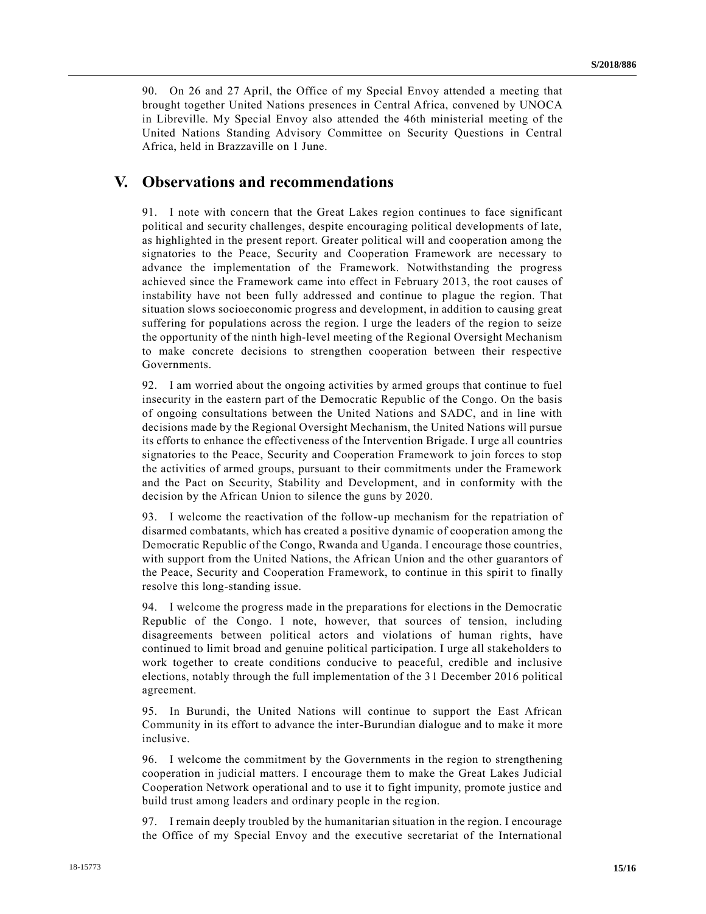90. On 26 and 27 April, the Office of my Special Envoy attended a meeting that brought together United Nations presences in Central Africa, convened by UNOCA in Libreville. My Special Envoy also attended the 46th ministerial meeting of the United Nations Standing Advisory Committee on Security Questions in Central Africa, held in Brazzaville on 1 June.

# V. Observations and recommendations

91. I note with concern that the Great Lakes region continues to face significant political and security challenges, despite encouraging political developments of late, as highlighted in the present report. Greater political will and cooperation among the signatories to the Peace, Security and Cooperation Framework are necessary to advance the implementation of the Framework. Notwithstanding the progress achieved since the Framework came into effect in February 2013, the root causes of instability have not been fully addressed and continue to plague the region. That situation slows socioeconomic progress and development, in addition to causing great suffering for populations across the region. I urge the leaders of the region to seize the opportunity of the ninth high-level meeting of the Regional Oversight Mechanism to make concrete decisions to strengthen cooperation between their respective Governments.

92. I am worried about the ongoing activities by armed groups that continue to fuel insecurity in the eastern part of the Democratic Republic of the Congo. On the basis of ongoing consultations between the United Nations and SADC, and in line with decisions made by the Regional Oversight Mechanism, the United Nations will pursue its efforts to enhance the effectiveness of the Intervention Brigade. I urge all countries signatories to the Peace, Security and Cooperation Framework to join forces to stop the activities of armed groups, pursuant to their commitments under the Framework and the Pact on Security, Stability and Development, and in conformity with the decision by the African Union to silence the guns by 2020.

93. I welcome the reactivation of the follow-up mechanism for the repatriation of disarmed combatants, which has created a positive dynamic of cooperation among the Democratic Republic of the Congo, Rwanda and Uganda. I encourage those countries, with support from the United Nations, the African Union and the other guarantors of the Peace, Security and Cooperation Framework, to continue in this spirit to finally resolve this long-standing issue.

94. I welcome the progress made in the preparations for elections in the Democratic Republic of the Congo. I note, however, that sources of tension, including disagreements between political actors and violations of human rights, have continued to limit broad and genuine political participation. I urge all stakeholders to work together to create conditions conducive to peaceful, credible and inclusive elections, notably through the full implementation of the 31 December 2016 political agreement.

95. In Burundi, the United Nations will continue to support the East African Community in its effort to advance the inter-Burundian dialogue and to make it more inclusive.

96. I welcome the commitment by the Governments in the region to strengthening cooperation in judicial matters. I encourage them to make the Great Lakes Judicial Cooperation Network operational and to use it to fight impunity, promote justice and build trust among leaders and ordinary people in the region.

97. I remain deeply troubled by the humanitarian situation in the region. I encourage the Office of my Special Envoy and the executive secretariat of the International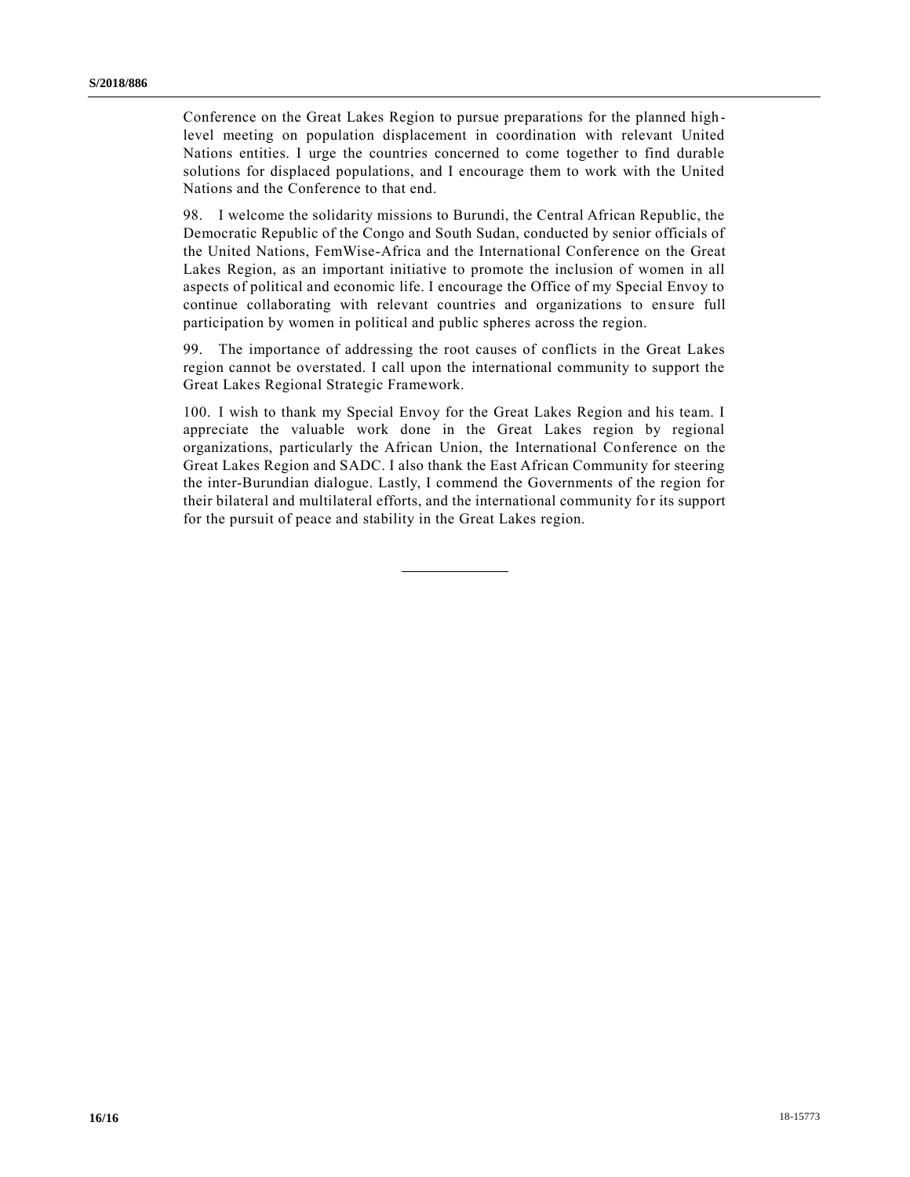Conference on the Great Lakes Region to pursue preparations for the planned high-level meeting on population displacement in coordination with relevant United Nations entities. I urge the countries concerned to come together to find durable solutions for displaced populations, and I encourage them to work with the United Nations and the Conference to that end.

98. I welcome the solidarity missions to Burundi, the Central African Republic, the Democratic Republic of the Congo and South Sudan, conducted by senior officials of the United Nations, FemWise-Africa and the International Conference on the Great Lakes Region, as an important initiative to promote the inclusion of women in all aspects of political and economic life. I encourage the Office of my Special Envoy to continue collaborating with relevant countries and organizations to ensure full participation by women in political and public spheres across the region.

99. The importance of addressing the root causes of conflicts in the Great Lakes region cannot be overstated. I call upon the international community to support the Great Lakes Regional Strategic Framework.

100. I wish to thank my Special Envoy for the Great Lakes Region and his team. I appreciate the valuable work done in the Great Lakes region by regional organizations, particularly the African Union, the International Conference on the Great Lakes Region and SADC. I also thank the East African Community for steering the inter-Burundian dialogue. Lastly, I commend the Governments of the region for their bilateral and multilateral efforts, and the international community for its support for the pursuit of peace and stability in the Great Lakes region.